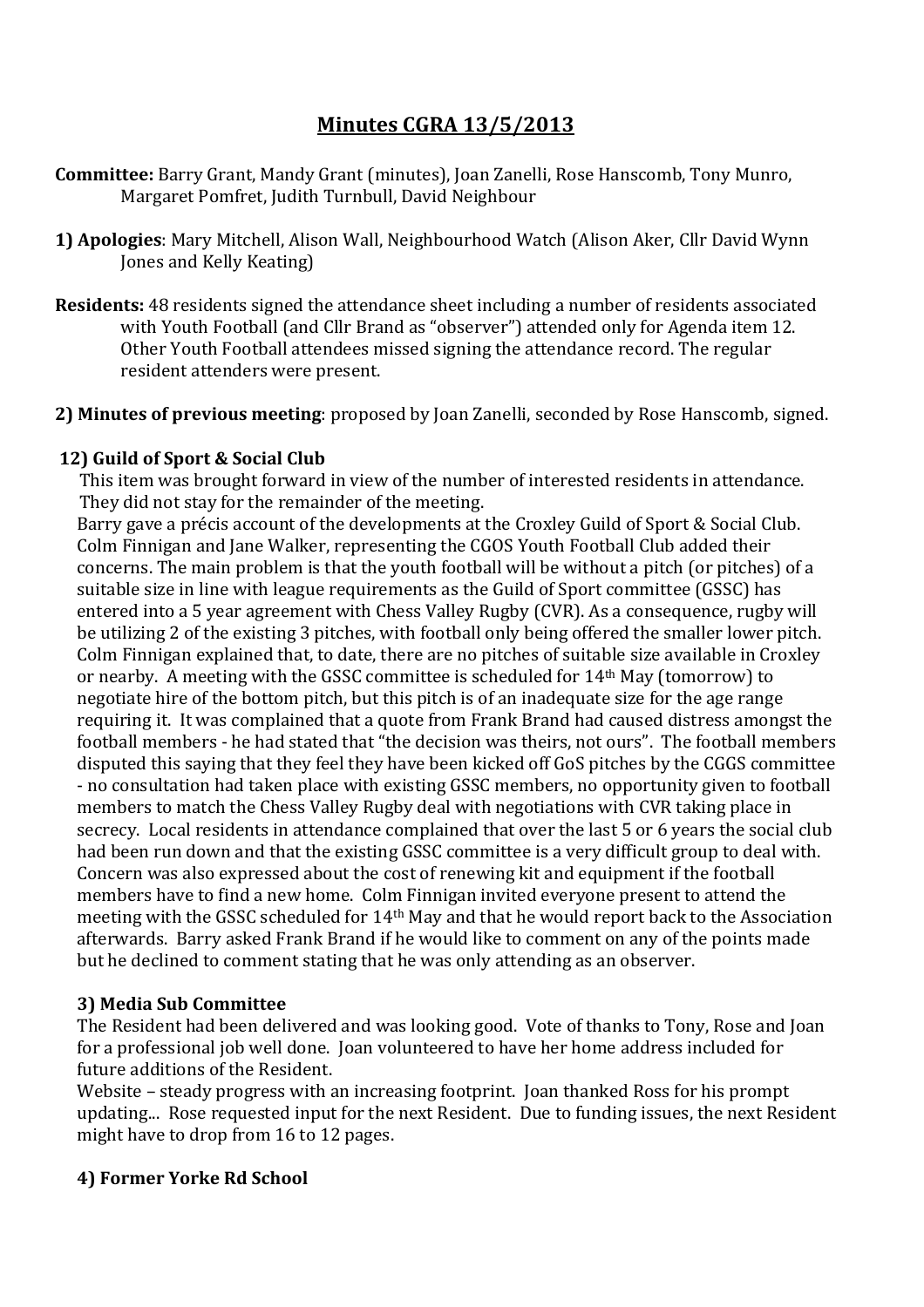# Minutes CGRA 13/5/2013

**Committee:** Barry Grant, Mandy Grant (minutes), Joan Zanelli, Rose Hanscomb, Tony Munro, Margaret Pomfret, Judith Turnbull, David Neighbour

**1) Apologies**: Mary Mitchell, Alison Wall, Neighbourhood Watch (Alison Aker, Cllr David Wynn Jones and Kelly Keating)

**Residents:** 48 residents signed the attendance sheet including a number of residents associated with Youth Football (and Cllr Brand as "observer") attended only for Agenda item 12. Other Youth Football attendees missed signing the attendance record. The regular resident attenders were present.

**2) Minutes of previous meeting**: proposed by Joan Zanelli, seconded by Rose Hanscomb, signed.

**12) Guild of Sport & Social Club**

This item was brought forward in view of the number of interested residents in attendance. They did not stay for the remainder of the meeting.

Barry gave a précis account of the developments at the Croxley Guild of Sport & Social Club. Colm Finnigan and Jane Walker, representing the CGOS Youth Football Club added their concerns. The main problem is that the youth football will be without a pitch (or pitches) of a suitable size in line with league requirements as the Guild of Sport committee (GSSC) has entered into a 5 year agreement with Chess Valley Rugby (CVR). As a consequence, rugby will be utilizing 2 of the existing 3 pitches, with football only being offered the smaller lower pitch. Colm Finnigan explained that, to date, there are no pitches of suitable size available in Croxley or nearby. A meeting with the GSSC committee is scheduled for 14th May (tomorrow) to negotiate hire of the bottom pitch, but this pitch is of an inadequate size for the age range requiring it. It was complained that a quote from Frank Brand had caused distress amongst the football members - he had stated that "the decision was theirs, not ours". The football members disputed this saying that they feel they have been kicked off GoS pitches by the CGGS committee - no consultation had taken place with existing GSSC members, no opportunity given to football members to match the Chess Valley Rugby deal with negotiations with CVR taking place in secrecy. Local residents in attendance complained that over the last 5 or 6 years the social club had been run down and that the existing GSSC committee is a very difficult group to deal with. Concern was also expressed about the cost of renewing kit and equipment if the football members have to find a new home. Colm Finnigan invited everyone present to attend the meeting with the GSSC scheduled for 14th May and that he would report back to the Association afterwards. Barry asked Frank Brand if he would like to comment on any of the points made but he declined to comment stating that he was only attending as an observer.

**3) Media Sub Committee**

The Resident had been delivered and was looking good. Vote of thanks to Tony, Rose and Joan for a professional job well done. Joan volunteered to have her home address included for future additions of the Resident.

Website – steady progress with an increasing footprint. Joan thanked Ross for his prompt updating... Rose requested input for the next Resident. Due to funding issues, the next Resident might have to drop from 16 to 12 pages.

**4) Former Yorke Rd School**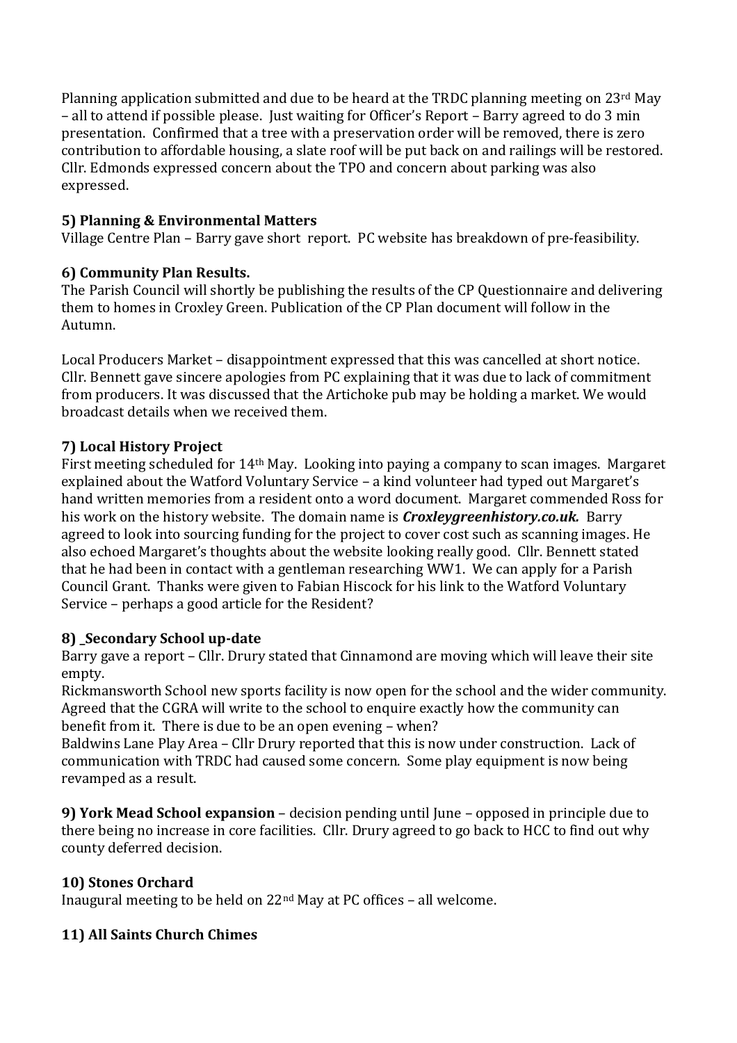Planning application submitted and due to be heard at the TRDC planning meeting on 23rd May – all to attend if possible please. Just waiting for Officer's Report – Barry agreed to do 3 min presentation. Confirmed that a tree with a preservation order will be removed, there is zero contribution to affordable housing, a slate roof will be put back on and railings will be restored. Cllr. Edmonds expressed concern about the TPO and concern about parking was also expressed.

**5) Planning & Environmental Matters**

Village Centre Plan – Barry gave short report. PC website has breakdown of pre-feasibility.

**6) Community Plan Results.**

The Parish Council will shortly be publishing the results of the CP Questionnaire and delivering them to homes in Croxley Green. Publication of the CP Plan document will follow in the Autumn.

Local Producers Market – disappointment expressed that this was cancelled at short notice. Cllr. Bennett gave sincere apologies from PC explaining that it was due to lack of commitment from producers. It was discussed that the Artichoke pub may be holding a market. We would broadcast details when we received them.

**7) Local History Project**

First meeting scheduled for 14th May. Looking into paying a company to scan images. Margaret explained about the Watford Voluntary Service – a kind volunteer had typed out Margaret's hand written memories from a resident onto a word document. Margaret commended Ross for his work on the history website. The domain name is ***Croxleygreenhistory.co.uk.*** Barry agreed to look into sourcing funding for the project to cover cost such as scanning images. He also echoed Margaret's thoughts about the website looking really good. Cllr. Bennett stated that he had been in contact with a gentleman researching WW1. We can apply for a Parish Council Grant. Thanks were given to Fabian Hiscock for his link to the Watford Voluntary Service – perhaps a good article for the Resident?

**8) _Secondary School up-date**

Barry gave a report – Cllr. Drury stated that Cinnamond are moving which will leave their site empty.

Rickmansworth School new sports facility is now open for the school and the wider community. Agreed that the CGRA will write to the school to enquire exactly how the community can benefit from it. There is due to be an open evening – when?

Baldwins Lane Play Area – Cllr Drury reported that this is now under construction. Lack of communication with TRDC had caused some concern. Some play equipment is now being revamped as a result.

**9) York Mead School expansion** – decision pending until June – opposed in principle due to there being no increase in core facilities. Cllr. Drury agreed to go back to HCC to find out why county deferred decision.

**10) Stones Orchard**

Inaugural meeting to be held on 22nd May at PC offices – all welcome.

**11) All Saints Church Chimes**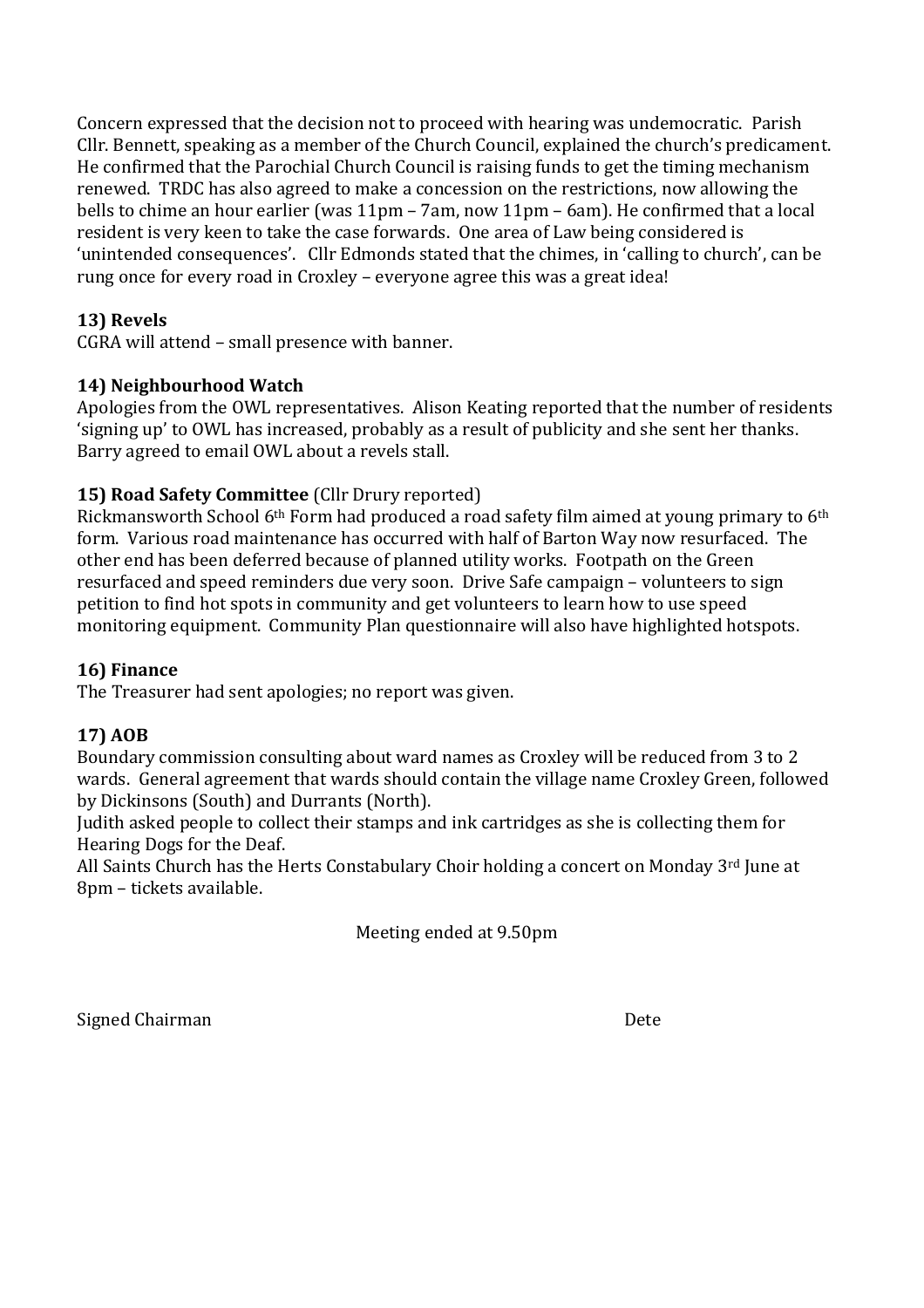Concern expressed that the decision not to proceed with hearing was undemocratic. Parish Cllr. Bennett, speaking as a member of the Church Council, explained the church's predicament. He confirmed that the Parochial Church Council is raising funds to get the timing mechanism renewed. TRDC has also agreed to make a concession on the restrictions, now allowing the bells to chime an hour earlier (was 11pm – 7am, now 11pm – 6am). He confirmed that a local resident is very keen to take the case forwards. One area of Law being considered is 'unintended consequences'. Cllr Edmonds stated that the chimes, in 'calling to church', can be rung once for every road in Croxley – everyone agree this was a great idea!

### 13) Revels

CGRA will attend – small presence with banner.

### 14) Neighbourhood Watch

Apologies from the OWL representatives. Alison Keating reported that the number of residents 'signing up' to OWL has increased, probably as a result of publicity and she sent her thanks. Barry agreed to email OWL about a revels stall.

### 15) Road Safety Committee (Cllr Drury reported)

Rickmansworth School 6th Form had produced a road safety film aimed at young primary to 6th form. Various road maintenance has occurred with half of Barton Way now resurfaced. The other end has been deferred because of planned utility works. Footpath on the Green resurfaced and speed reminders due very soon. Drive Safe campaign – volunteers to sign petition to find hot spots in community and get volunteers to learn how to use speed monitoring equipment. Community Plan questionnaire will also have highlighted hotspots.

### 16) Finance

The Treasurer had sent apologies; no report was given.

### 17) AOB

Boundary commission consulting about ward names as Croxley will be reduced from 3 to 2 wards. General agreement that wards should contain the village name Croxley Green, followed by Dickinsons (South) and Durrants (North).

Judith asked people to collect their stamps and ink cartridges as she is collecting them for Hearing Dogs for the Deaf.

All Saints Church has the Herts Constabulary Choir holding a concert on Monday 3rd June at 8pm – tickets available.

Meeting ended at 9.50pm

Signed Chairman Dete